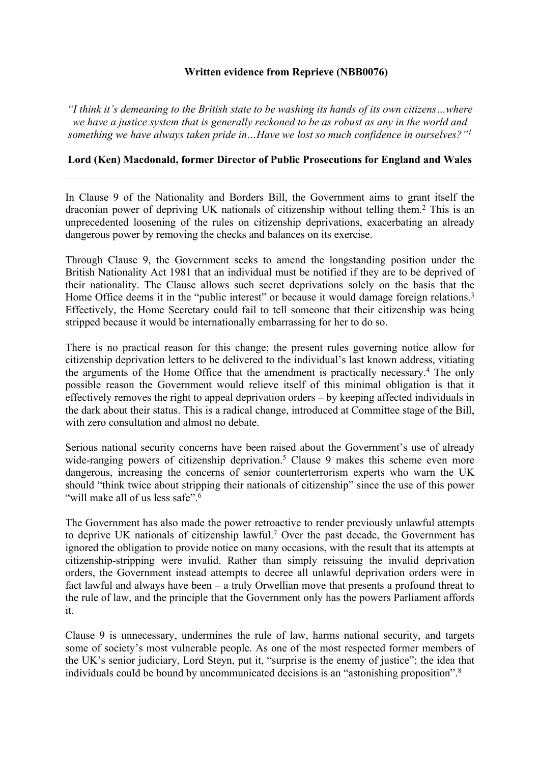**Written evidence from Reprieve (NBB0076)**

*"I think it's demeaning to the British state to be washing its hands of its own citizens…where we have a justice system that is generally reckoned to be as robust as any in the world and something we have always taken pride in…Have we lost so much confidence in ourselves?"*[1]

**Lord (Ken) Macdonald, former Director of Public Prosecutions for England and Wales**

---

In Clause 9 of the Nationality and Borders Bill, the Government aims to grant itself the draconian power of depriving UK nationals of citizenship without telling them.[2] This is an unprecedented loosening of the rules on citizenship deprivations, exacerbating an already dangerous power by removing the checks and balances on its exercise.

Through Clause 9, the Government seeks to amend the longstanding position under the British Nationality Act 1981 that an individual must be notified if they are to be deprived of their nationality. The Clause allows such secret deprivations solely on the basis that the Home Office deems it in the "public interest" or because it would damage foreign relations.[3] Effectively, the Home Secretary could fail to tell someone that their citizenship was being stripped because it would be internationally embarrassing for her to do so.

There is no practical reason for this change; the present rules governing notice allow for citizenship deprivation letters to be delivered to the individual's last known address, vitiating the arguments of the Home Office that the amendment is practically necessary.[4] The only possible reason the Government would relieve itself of this minimal obligation is that it effectively removes the right to appeal deprivation orders – by keeping affected individuals in the dark about their status. This is a radical change, introduced at Committee stage of the Bill, with zero consultation and almost no debate.

Serious national security concerns have been raised about the Government's use of already wide-ranging powers of citizenship deprivation.[5] Clause 9 makes this scheme even more dangerous, increasing the concerns of senior counterterrorism experts who warn the UK should "think twice about stripping their nationals of citizenship" since the use of this power "will make all of us less safe".[6]

The Government has also made the power retroactive to render previously unlawful attempts to deprive UK nationals of citizenship lawful.[7] Over the past decade, the Government has ignored the obligation to provide notice on many occasions, with the result that its attempts at citizenship-stripping were invalid. Rather than simply reissuing the invalid deprivation orders, the Government instead attempts to decree all unlawful deprivation orders were in fact lawful and always have been – a truly Orwellian move that presents a profound threat to the rule of law, and the principle that the Government only has the powers Parliament affords it.

Clause 9 is unnecessary, undermines the rule of law, harms national security, and targets some of society's most vulnerable people. As one of the most respected former members of the UK's senior judiciary, Lord Steyn, put it, "surprise is the enemy of justice"; the idea that individuals could be bound by uncommunicated decisions is an "astonishing proposition".[8]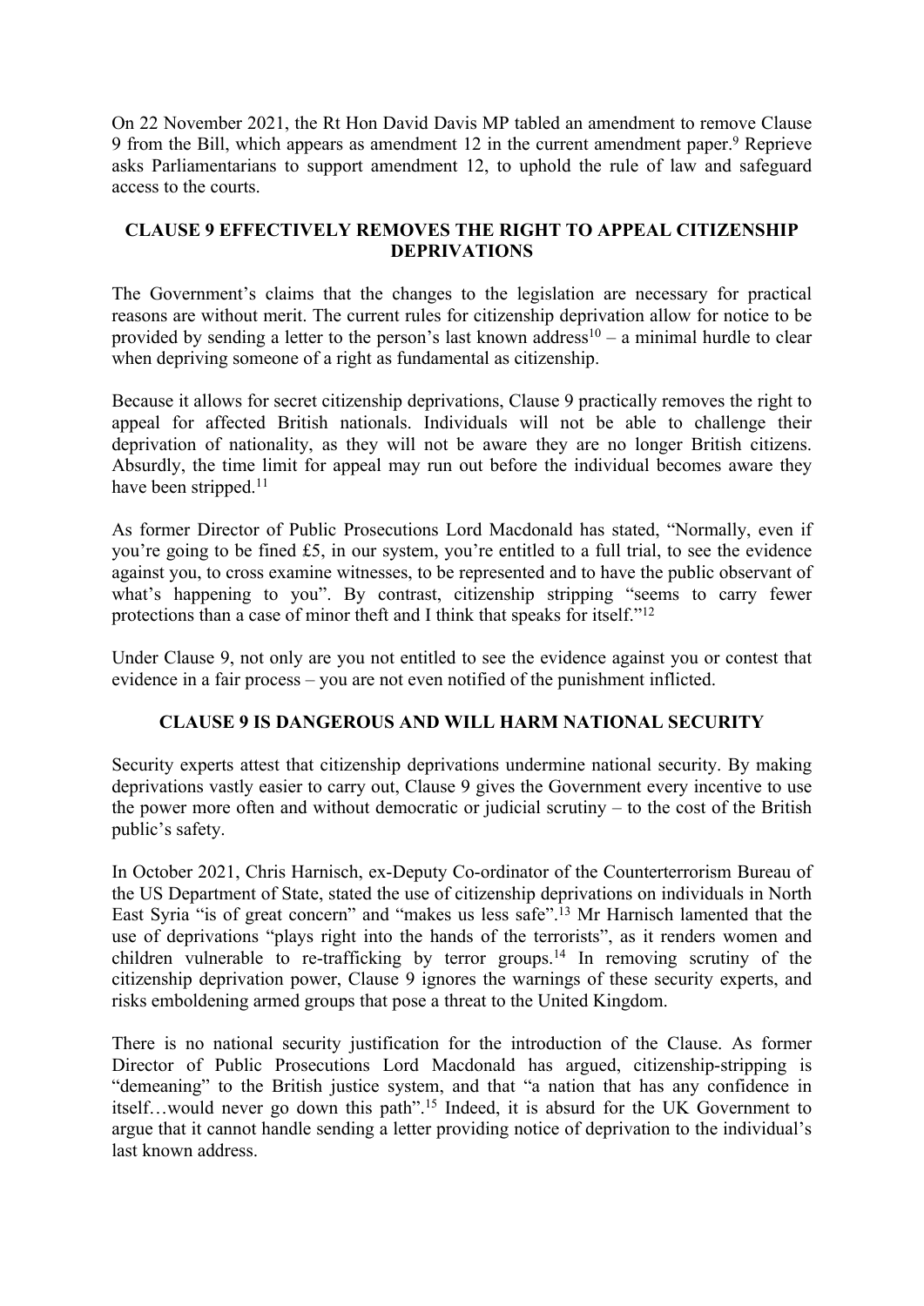On 22 November 2021, the Rt Hon David Davis MP tabled an amendment to remove Clause 9 from the Bill, which appears as amendment 12 in the current amendment paper.[9] Reprieve asks Parliamentarians to support amendment 12, to uphold the rule of law and safeguard access to the courts.

## CLAUSE 9 EFFECTIVELY REMOVES THE RIGHT TO APPEAL CITIZENSHIP DEPRIVATIONS

The Government's claims that the changes to the legislation are necessary for practical reasons are without merit. The current rules for citizenship deprivation allow for notice to be provided by sending a letter to the person's last known address[10] – a minimal hurdle to clear when depriving someone of a right as fundamental as citizenship.

Because it allows for secret citizenship deprivations, Clause 9 practically removes the right to appeal for affected British nationals. Individuals will not be able to challenge their deprivation of nationality, as they will not be aware they are no longer British citizens. Absurdly, the time limit for appeal may run out before the individual becomes aware they have been stripped.[11]

As former Director of Public Prosecutions Lord Macdonald has stated, "Normally, even if you're going to be fined £5, in our system, you're entitled to a full trial, to see the evidence against you, to cross examine witnesses, to be represented and to have the public observant of what's happening to you". By contrast, citizenship stripping "seems to carry fewer protections than a case of minor theft and I think that speaks for itself."[12]

Under Clause 9, not only are you not entitled to see the evidence against you or contest that evidence in a fair process – you are not even notified of the punishment inflicted.

## CLAUSE 9 IS DANGEROUS AND WILL HARM NATIONAL SECURITY

Security experts attest that citizenship deprivations undermine national security. By making deprivations vastly easier to carry out, Clause 9 gives the Government every incentive to use the power more often and without democratic or judicial scrutiny – to the cost of the British public's safety.

In October 2021, Chris Harnisch, ex-Deputy Co-ordinator of the Counterterrorism Bureau of the US Department of State, stated the use of citizenship deprivations on individuals in North East Syria "is of great concern" and "makes us less safe".[13] Mr Harnisch lamented that the use of deprivations "plays right into the hands of the terrorists", as it renders women and children vulnerable to re-trafficking by terror groups.[14] In removing scrutiny of the citizenship deprivation power, Clause 9 ignores the warnings of these security experts, and risks emboldening armed groups that pose a threat to the United Kingdom.

There is no national security justification for the introduction of the Clause. As former Director of Public Prosecutions Lord Macdonald has argued, citizenship-stripping is "demeaning" to the British justice system, and that "a nation that has any confidence in itself…would never go down this path".[15] Indeed, it is absurd for the UK Government to argue that it cannot handle sending a letter providing notice of deprivation to the individual's last known address.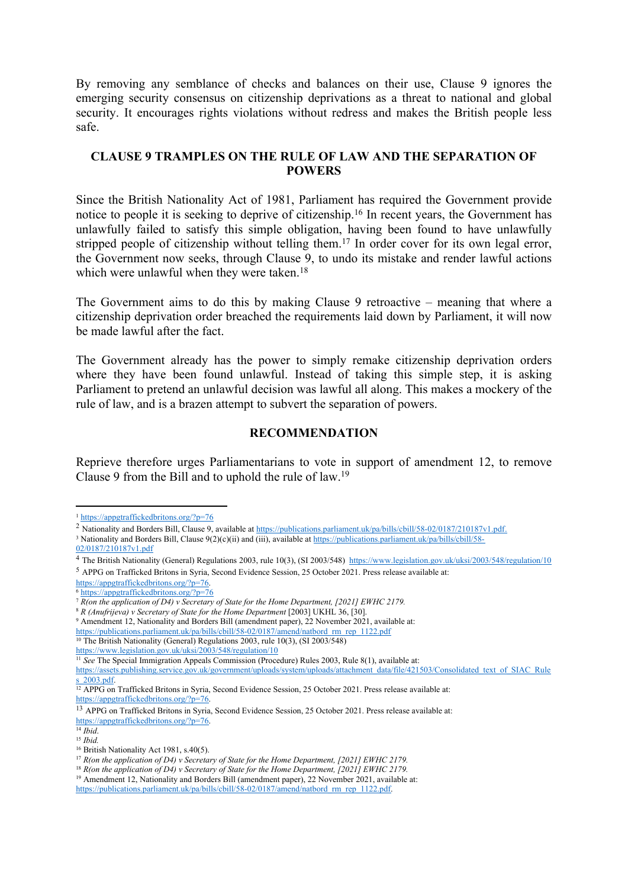By removing any semblance of checks and balances on their use, Clause 9 ignores the emerging security consensus on citizenship deprivations as a threat to national and global security. It encourages rights violations without redress and makes the British people less safe.

## CLAUSE 9 TRAMPLES ON THE RULE OF LAW AND THE SEPARATION OF POWERS

Since the British Nationality Act of 1981, Parliament has required the Government provide notice to people it is seeking to deprive of citizenship.[16] In recent years, the Government has unlawfully failed to satisfy this simple obligation, having been found to have unlawfully stripped people of citizenship without telling them.[17] In order cover for its own legal error, the Government now seeks, through Clause 9, to undo its mistake and render lawful actions which were unlawful when they were taken.[18]

The Government aims to do this by making Clause 9 retroactive – meaning that where a citizenship deprivation order breached the requirements laid down by Parliament, it will now be made lawful after the fact.

The Government already has the power to simply remake citizenship deprivation orders where they have been found unlawful. Instead of taking this simple step, it is asking Parliament to pretend an unlawful decision was lawful all along. This makes a mockery of the rule of law, and is a brazen attempt to subvert the separation of powers.

## RECOMMENDATION

Reprieve therefore urges Parliamentarians to vote in support of amendment 12, to remove Clause 9 from the Bill and to uphold the rule of law.[19]

---

[1] https://appgtraffickedbritons.org/?p=76

[2] Nationality and Borders Bill, Clause 9, available at https://publications.parliament.uk/pa/bills/cbill/58-02/0187/210187v1.pdf.

[3] Nationality and Borders Bill, Clause 9(2)(c)(ii) and (iii), available at https://publications.parliament.uk/pa/bills/cbill/58-02/0187/210187v1.pdf

[4] The British Nationality (General) Regulations 2003, rule 10(3), (SI 2003/548) https://www.legislation.gov.uk/uksi/2003/548/regulation/10

[5] APPG on Trafficked Britons in Syria, Second Evidence Session, 25 October 2021. Press release available at: https://appgtraffickedbritons.org/?p=76.

[6] https://appgtraffickedbritons.org/?p=76

[7] *R(on the application of D4) v Secretary of State for the Home Department, [2021] EWHC 2179.*

[8] *R (Anufrijeva) v Secretary of State for the Home Department* [2003] UKHL 36, [30].

[9] Amendment 12, Nationality and Borders Bill (amendment paper), 22 November 2021, available at: https://publications.parliament.uk/pa/bills/cbill/58-02/0187/amend/natbord_rm_rep_1122.pdf

[10] The British Nationality (General) Regulations 2003, rule 10(3), (SI 2003/548) https://www.legislation.gov.uk/uksi/2003/548/regulation/10

[11] *See* The Special Immigration Appeals Commission (Procedure) Rules 2003, Rule 8(1), available at: https://assets.publishing.service.gov.uk/government/uploads/system/uploads/attachment_data/file/421503/Consolidated_text_of_SIAC_Rules_2003.pdf.

[12] APPG on Trafficked Britons in Syria, Second Evidence Session, 25 October 2021. Press release available at: https://appgtraffickedbritons.org/?p=76.

[13] APPG on Trafficked Britons in Syria, Second Evidence Session, 25 October 2021. Press release available at: https://appgtraffickedbritons.org/?p=76.

[14] *Ibid*.

[15] *Ibid.*

[16] British Nationality Act 1981, s.40(5).

[17] *R(on the application of D4) v Secretary of State for the Home Department, [2021] EWHC 2179.*

[18] *R(on the application of D4) v Secretary of State for the Home Department, [2021] EWHC 2179.*

[19] Amendment 12, Nationality and Borders Bill (amendment paper), 22 November 2021, available at: https://publications.parliament.uk/pa/bills/cbill/58-02/0187/amend/natbord_rm_rep_1122.pdf.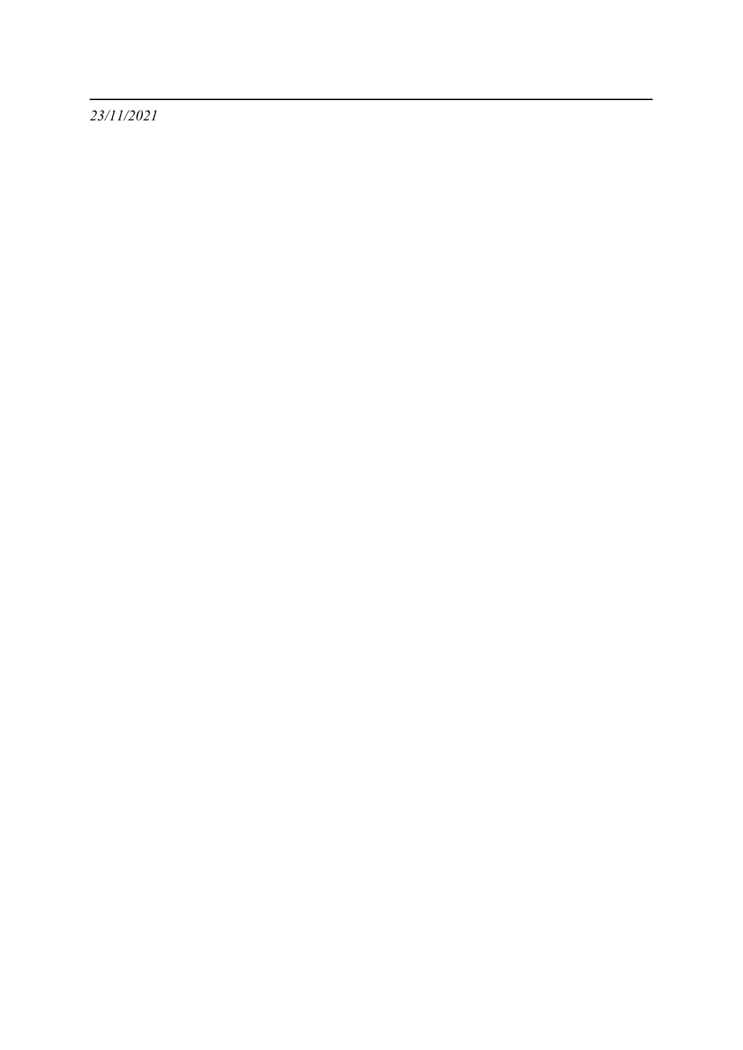*23/11/2021*